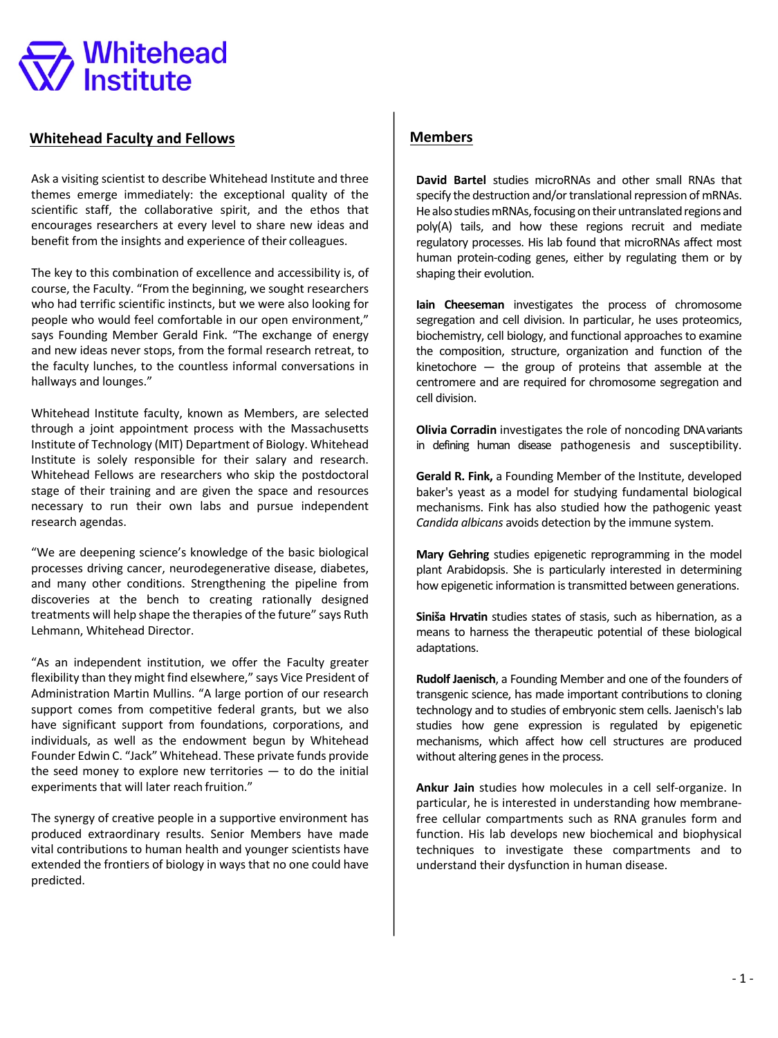# Whitehead Institute

## Whitehead Faculty and Fellows

Ask a visiting scientist to describe Whitehead Institute and three themes emerge immediately: the exceptional quality of the scientific staff, the collaborative spirit, and the ethos that encourages researchers at every level to share new ideas and benefit from the insights and experience of their colleagues.

The key to this combination of excellence and accessibility is, of course, the Faculty. "From the beginning, we sought researchers who had terrific scientific instincts, but we were also looking for people who would feel comfortable in our open environment," says Founding Member Gerald Fink. "The exchange of energy and new ideas never stops, from the formal research retreat, to the faculty lunches, to the countless informal conversations in hallways and lounges."

Whitehead Institute faculty, known as Members, are selected through a joint appointment process with the Massachusetts Institute of Technology (MIT) Department of Biology. Whitehead Institute is solely responsible for their salary and research. Whitehead Fellows are researchers who skip the postdoctoral stage of their training and are given the space and resources necessary to run their own labs and pursue independent research agendas.

"We are deepening science's knowledge of the basic biological processes driving cancer, neurodegenerative disease, diabetes, and many other conditions. Strengthening the pipeline from discoveries at the bench to creating rationally designed treatments will help shape the therapies of the future" says Ruth Lehmann, Whitehead Director.

"As an independent institution, we offer the Faculty greater flexibility than they might find elsewhere," says Vice President of Administration Martin Mullins. "A large portion of our research support comes from competitive federal grants, but we also have significant support from foundations, corporations, and individuals, as well as the endowment begun by Whitehead Founder Edwin C. "Jack" Whitehead. These private funds provide the seed money to explore new territories — to do the initial experiments that will later reach fruition."

The synergy of creative people in a supportive environment has produced extraordinary results. Senior Members have made vital contributions to human health and younger scientists have extended the frontiers of biology in ways that no one could have predicted.

## Members

**David Bartel** studies microRNAs and other small RNAs that specify the destruction and/or translational repression of mRNAs. He also studies mRNAs, focusing on their untranslated regions and poly(A) tails, and how these regions recruit and mediate regulatory processes. His lab found that microRNAs affect most human protein-coding genes, either by regulating them or by shaping their evolution.

**Iain Cheeseman** investigates the process of chromosome segregation and cell division. In particular, he uses proteomics, biochemistry, cell biology, and functional approaches to examine the composition, structure, organization and function of the kinetochore — the group of proteins that assemble at the centromere and are required for chromosome segregation and cell division.

**Olivia Corradin** investigates the role of noncoding DNA variants in defining human disease pathogenesis and susceptibility.

**Gerald R. Fink,** a Founding Member of the Institute, developed baker's yeast as a model for studying fundamental biological mechanisms. Fink has also studied how the pathogenic yeast *Candida albicans* avoids detection by the immune system.

**Mary Gehring** studies epigenetic reprogramming in the model plant Arabidopsis. She is particularly interested in determining how epigenetic information is transmitted between generations.

**Siniša Hrvatin** studies states of stasis, such as hibernation, as a means to harness the therapeutic potential of these biological adaptations.

**Rudolf Jaenisch**, a Founding Member and one of the founders of transgenic science, has made important contributions to cloning technology and to studies of embryonic stem cells. Jaenisch's lab studies how gene expression is regulated by epigenetic mechanisms, which affect how cell structures are produced without altering genes in the process.

**Ankur Jain** studies how molecules in a cell self-organize. In particular, he is interested in understanding how membrane-free cellular compartments such as RNA granules form and function. His lab develops new biochemical and biophysical techniques to investigate these compartments and to understand their dysfunction in human disease.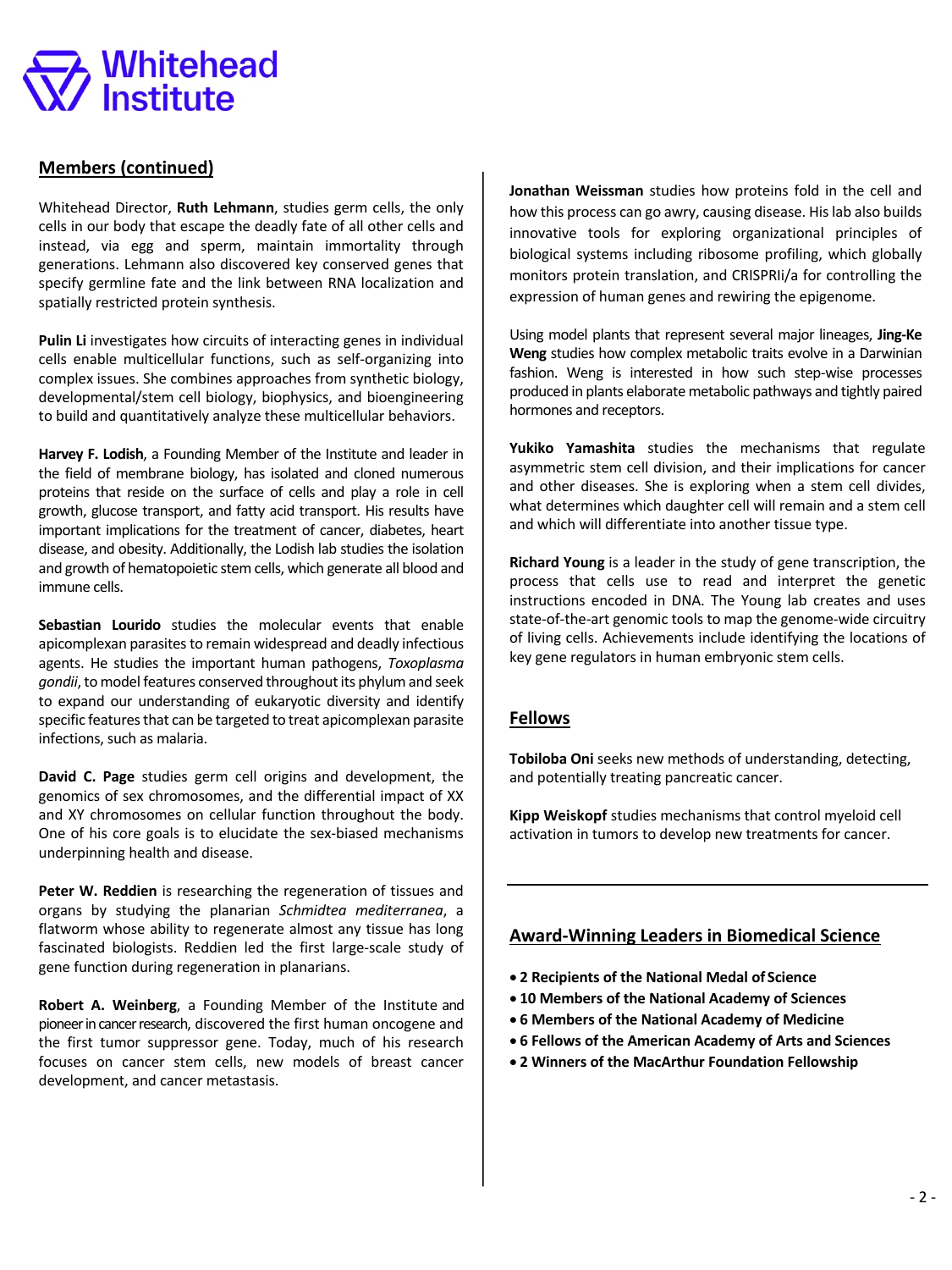## Members (continued)

Whitehead Director, **Ruth Lehmann**, studies germ cells, the only cells in our body that escape the deadly fate of all other cells and instead, via egg and sperm, maintain immortality through generations. Lehmann also discovered key conserved genes that specify germline fate and the link between RNA localization and spatially restricted protein synthesis.

**Pulin Li** investigates how circuits of interacting genes in individual cells enable multicellular functions, such as self-organizing into complex issues. She combines approaches from synthetic biology, developmental/stem cell biology, biophysics, and bioengineering to build and quantitatively analyze these multicellular behaviors.

**Harvey F. Lodish**, a Founding Member of the Institute and leader in the field of membrane biology, has isolated and cloned numerous proteins that reside on the surface of cells and play a role in cell growth, glucose transport, and fatty acid transport. His results have important implications for the treatment of cancer, diabetes, heart disease, and obesity. Additionally, the Lodish lab studies the isolation and growth of hematopoietic stem cells, which generate all blood and immune cells.

**Sebastian Lourido** studies the molecular events that enable apicomplexan parasites to remain widespread and deadly infectious agents. He studies the important human pathogens, *Toxoplasma gondii*, to model features conserved throughout its phylum and seek to expand our understanding of eukaryotic diversity and identify specific features that can be targeted to treat apicomplexan parasite infections, such as malaria.

**David C. Page** studies germ cell origins and development, the genomics of sex chromosomes, and the differential impact of XX and XY chromosomes on cellular function throughout the body. One of his core goals is to elucidate the sex-biased mechanisms underpinning health and disease.

**Peter W. Reddien** is researching the regeneration of tissues and organs by studying the planarian *Schmidtea mediterranea*, a flatworm whose ability to regenerate almost any tissue has long fascinated biologists. Reddien led the first large-scale study of gene function during regeneration in planarians.

**Robert A. Weinberg**, a Founding Member of the Institute and pioneer in cancer research, discovered the first human oncogene and the first tumor suppressor gene. Today, much of his research focuses on cancer stem cells, new models of breast cancer development, and cancer metastasis.

**Jonathan Weissman** studies how proteins fold in the cell and how this process can go awry, causing disease. His lab also builds innovative tools for exploring organizational principles of biological systems including ribosome profiling, which globally monitors protein translation, and CRISPRIi/a for controlling the expression of human genes and rewiring the epigenome.

Using model plants that represent several major lineages, **Jing-Ke Weng** studies how complex metabolic traits evolve in a Darwinian fashion. Weng is interested in how such step-wise processes produced in plants elaborate metabolic pathways and tightly paired hormones and receptors.

**Yukiko Yamashita** studies the mechanisms that regulate asymmetric stem cell division, and their implications for cancer and other diseases. She is exploring when a stem cell divides, what determines which daughter cell will remain and a stem cell and which will differentiate into another tissue type.

**Richard Young** is a leader in the study of gene transcription, the process that cells use to read and interpret the genetic instructions encoded in DNA. The Young lab creates and uses state-of-the-art genomic tools to map the genome-wide circuitry of living cells. Achievements include identifying the locations of key gene regulators in human embryonic stem cells.

## Fellows

**Tobiloba Oni** seeks new methods of understanding, detecting, and potentially treating pancreatic cancer.

**Kipp Weiskopf** studies mechanisms that control myeloid cell activation in tumors to develop new treatments for cancer.

## Award-Winning Leaders in Biomedical Science

- **2 Recipients of the National Medal of Science**
- **10 Members of the National Academy of Sciences**
- **6 Members of the National Academy of Medicine**
- **6 Fellows of the American Academy of Arts and Sciences**
- **2 Winners of the MacArthur Foundation Fellowship**